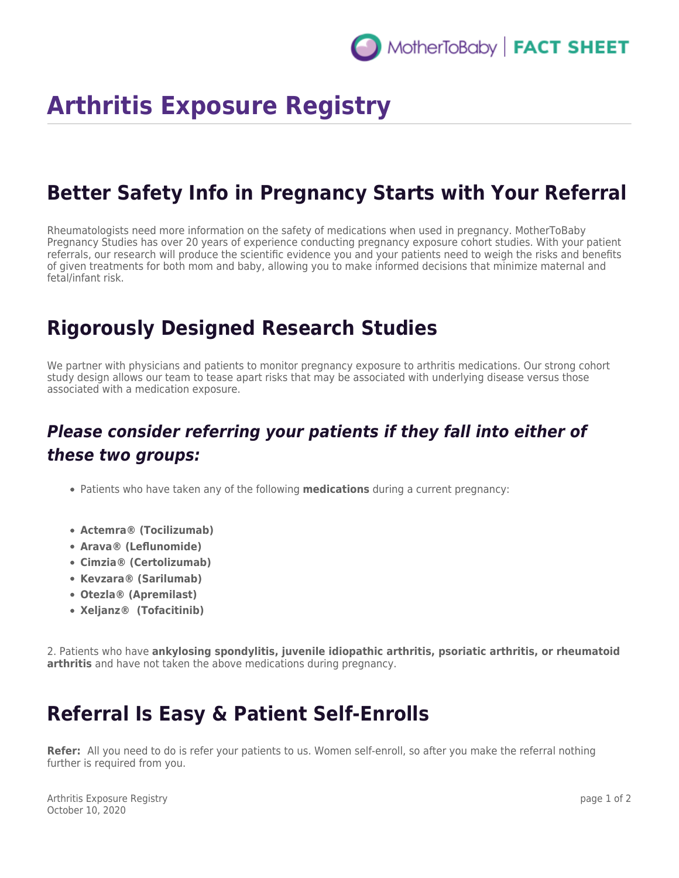# Arthritis Exposure Registry

## Better Safety Info in Pregnancy Starts with Your Referral

Rheumatologists need more information on the safety of medications when used in pregnancy. MotherToBaby Pregnancy Studies has over 20 years of experience conducting pregnancy exposure cohort studies. With your patient referrals, our research will produce the scientific evidence you and your patients need to weigh the risks and benefits of given treatments for both mom and baby, allowing you to make informed decisions that minimize maternal and fetal/infant risk.

## Rigorously Designed Research Studies

We partner with physicians and patients to monitor pregnancy exposure to arthritis medications. Our strong cohort study design allows our team to tease apart risks that may be associated with underlying disease versus those associated with a medication exposure.

### *Please consider referring your patients if they fall into either of these two groups:*

- Patients who have taken any of the following **medications** during a current pregnancy:

- **Actemra® (Tocilizumab)**
- **Arava® (Leflunomide)**
- **Cimzia® (Certolizumab)**
- **Kevzara® (Sarilumab)**
- **Otezla® (Apremilast)**
- **Xeljanz® (Tofacitinib)**

2. Patients who have **ankylosing spondylitis, juvenile idiopathic arthritis, psoriatic arthritis, or rheumatoid arthritis** and have not taken the above medications during pregnancy.

## Referral Is Easy & Patient Self-Enrolls

**Refer:** All you need to do is refer your patients to us. Women self-enroll, so after you make the referral nothing further is required from you.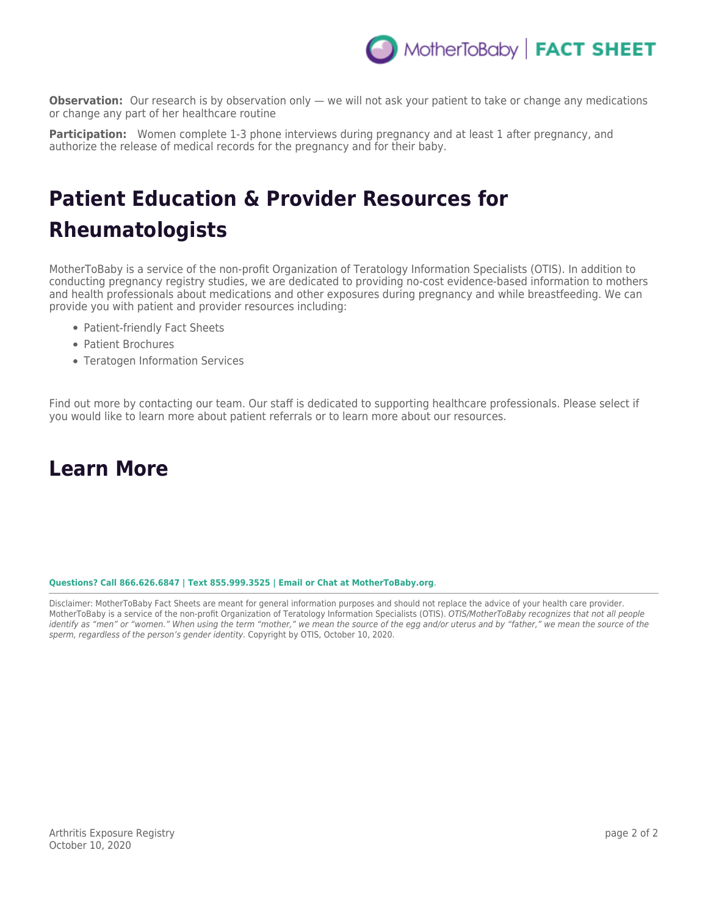**Observation:** Our research is by observation only — we will not ask your patient to take or change any medications or change any part of her healthcare routine

**Participation:** Women complete 1-3 phone interviews during pregnancy and at least 1 after pregnancy, and authorize the release of medical records for the pregnancy and for their baby.

## Patient Education & Provider Resources for Rheumatologists

MotherToBaby is a service of the non-profit Organization of Teratology Information Specialists (OTIS). In addition to conducting pregnancy registry studies, we are dedicated to providing no-cost evidence-based information to mothers and health professionals about medications and other exposures during pregnancy and while breastfeeding. We can provide you with patient and provider resources including:

- Patient-friendly Fact Sheets
- Patient Brochures
- Teratogen Information Services

Find out more by contacting our team. Our staff is dedicated to supporting healthcare professionals. Please select if you would like to learn more about patient referrals or to learn more about our resources.

## Learn More

**Questions? Call 866.626.6847 | Text 855.999.3525 | Email or Chat at MotherToBaby.org**.

Disclaimer: MotherToBaby Fact Sheets are meant for general information purposes and should not replace the advice of your health care provider. MotherToBaby is a service of the non-profit Organization of Teratology Information Specialists (OTIS). *OTIS/MotherToBaby recognizes that not all people identify as "men" or "women." When using the term "mother," we mean the source of the egg and/or uterus and by "father," we mean the source of the sperm, regardless of the person's gender identity.* Copyright by OTIS, October 10, 2020.